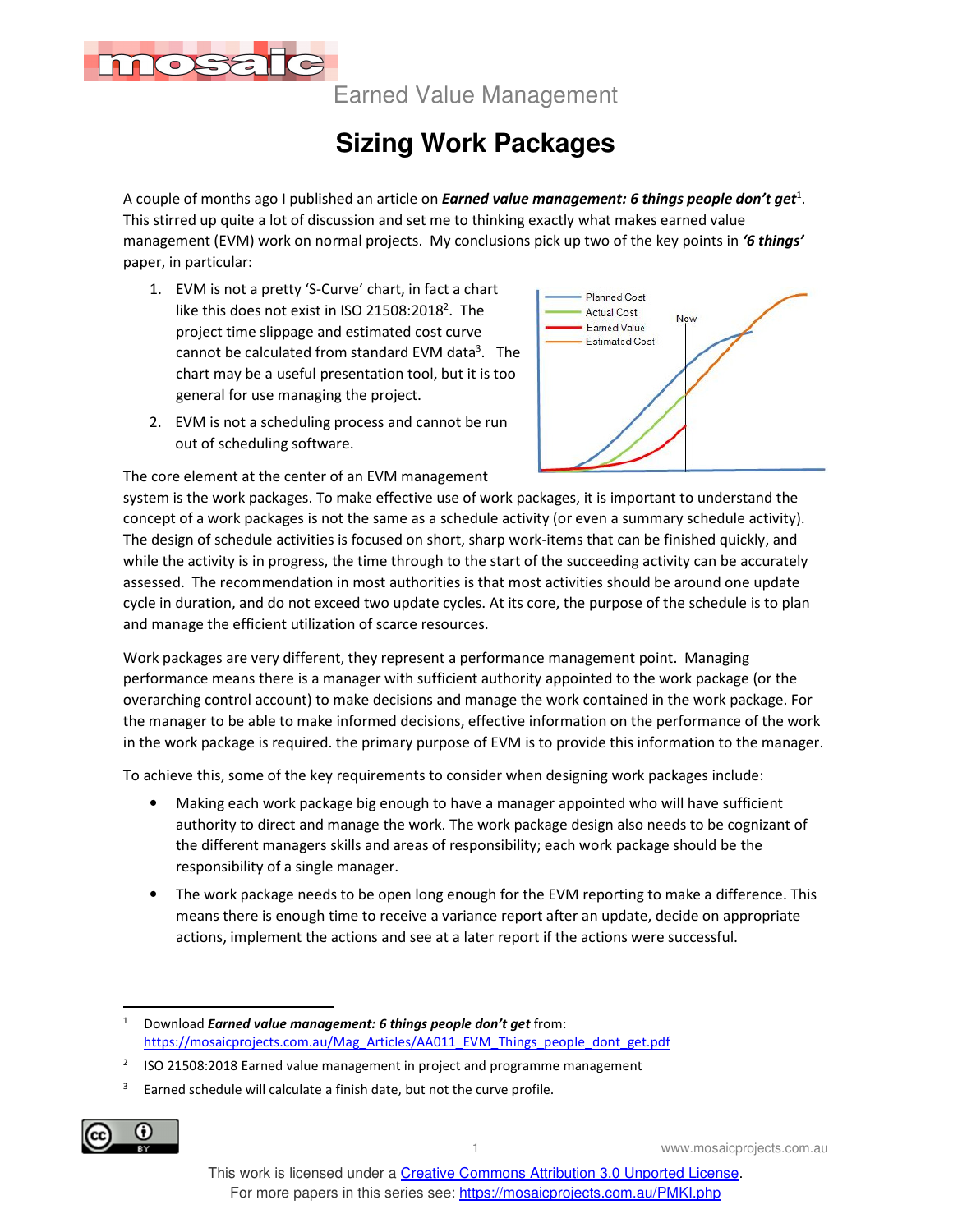Earned Value Management

# Sizing Work Packages

A couple of months ago I published an article on ***Earned value management: 6 things people don't get***[1]. This stirred up quite a lot of discussion and set me to thinking exactly what makes earned value management (EVM) work on normal projects. My conclusions pick up two of the key points in ***'6 things'*** paper, in particular:

1. EVM is not a pretty 'S-Curve' chart, in fact a chart like this does not exist in ISO 21508:2018[2]. The project time slippage and estimated cost curve cannot be calculated from standard EVM data[3]. The chart may be a useful presentation tool, but it is too general for use managing the project.
2. EVM is not a scheduling process and cannot be run out of scheduling software.

Planned Cost
Actual Cost
Earned Value
Estimated Cost
Now

The core element at the center of an EVM management system is the work packages. To make effective use of work packages, it is important to understand the concept of a work packages is not the same as a schedule activity (or even a summary schedule activity). The design of schedule activities is focused on short, sharp work-items that can be finished quickly, and while the activity is in progress, the time through to the start of the succeeding activity can be accurately assessed. The recommendation in most authorities is that most activities should be around one update cycle in duration, and do not exceed two update cycles. At its core, the purpose of the schedule is to plan and manage the efficient utilization of scarce resources.

Work packages are very different, they represent a performance management point. Managing performance means there is a manager with sufficient authority appointed to the work package (or the overarching control account) to make decisions and manage the work contained in the work package. For the manager to be able to make informed decisions, effective information on the performance of the work in the work package is required. the primary purpose of EVM is to provide this information to the manager.

To achieve this, some of the key requirements to consider when designing work packages include:

- Making each work package big enough to have a manager appointed who will have sufficient authority to direct and manage the work. The work package design also needs to be cognizant of the different managers skills and areas of responsibility; each work package should be the responsibility of a single manager.
- The work package needs to be open long enough for the EVM reporting to make a difference. This means there is enough time to receive a variance report after an update, decide on appropriate actions, implement the actions and see at a later report if the actions were successful.

---

[1] Download ***Earned value management: 6 things people don't get*** from: https://mosaicprojects.com.au/Mag_Articles/AA011_EVM_Things_people_dont_get.pdf

[2] ISO 21508:2018 Earned value management in project and programme management

[3] Earned schedule will calculate a finish date, but not the curve profile.

This work is licensed under a Creative Commons Attribution 3.0 Unported License.
For more papers in this series see: https://mosaicprojects.com.au/PMKI.php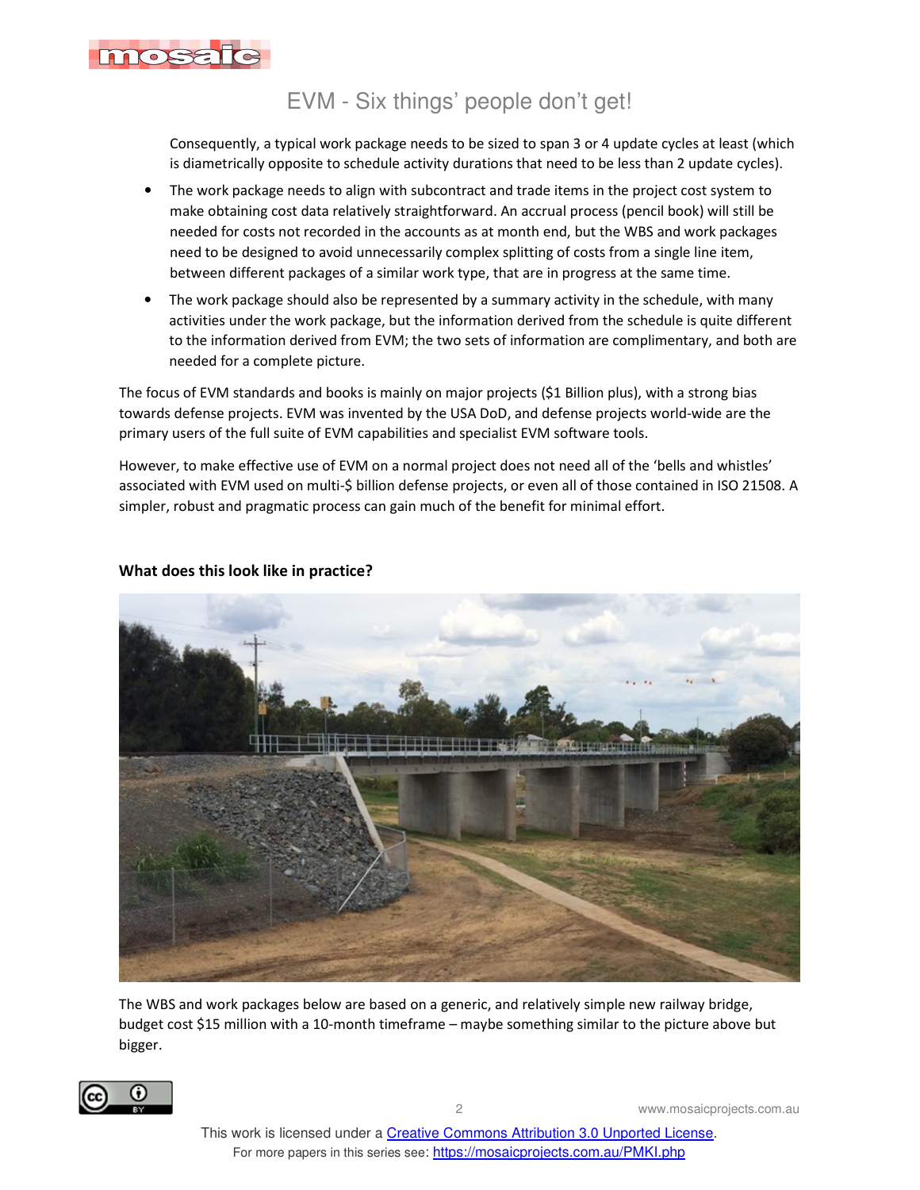Consequently, a typical work package needs to be sized to span 3 or 4 update cycles at least (which is diametrically opposite to schedule activity durations that need to be less than 2 update cycles).

- The work package needs to align with subcontract and trade items in the project cost system to make obtaining cost data relatively straightforward. An accrual process (pencil book) will still be needed for costs not recorded in the accounts as at month end, but the WBS and work packages need to be designed to avoid unnecessarily complex splitting of costs from a single line item, between different packages of a similar work type, that are in progress at the same time.
- The work package should also be represented by a summary activity in the schedule, with many activities under the work package, but the information derived from the schedule is quite different to the information derived from EVM; the two sets of information are complimentary, and both are needed for a complete picture.

The focus of EVM standards and books is mainly on major projects ($1 Billion plus), with a strong bias towards defense projects. EVM was invented by the USA DoD, and defense projects world-wide are the primary users of the full suite of EVM capabilities and specialist EVM software tools.

However, to make effective use of EVM on a normal project does not need all of the 'bells and whistles' associated with EVM used on multi-$ billion defense projects, or even all of those contained in ISO 21508. A simpler, robust and pragmatic process can gain much of the benefit for minimal effort.

**What does this look like in practice?**

The WBS and work packages below are based on a generic, and relatively simple new railway bridge, budget cost $15 million with a 10-month timeframe – maybe something similar to the picture above but bigger.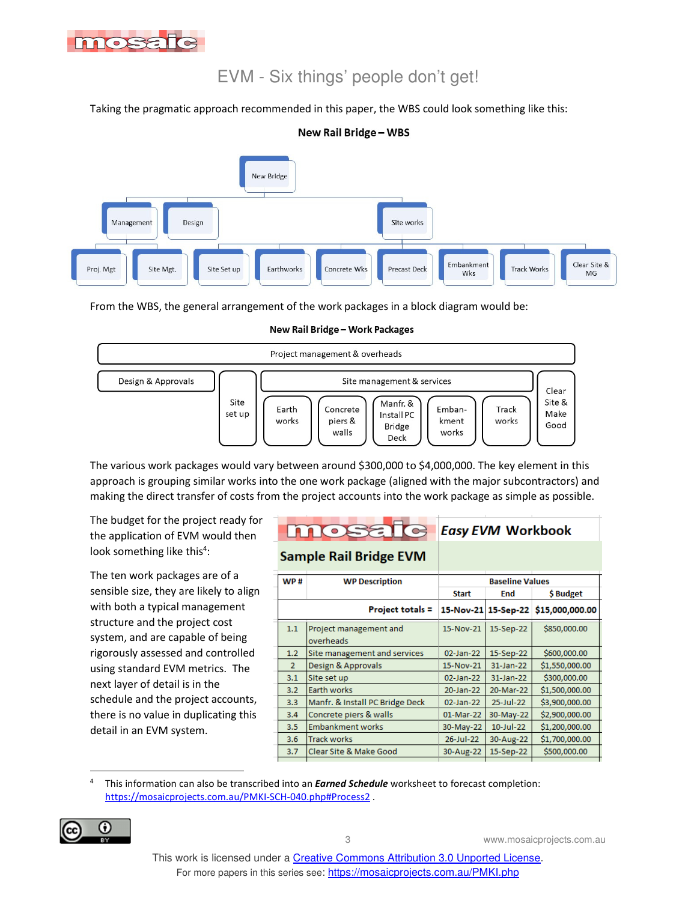Taking the pragmatic approach recommended in this paper, the WBS could look something like this:

**New Rail Bridge – WBS**

New Bridge

Management
Design
Site works

Proj. Mgt
Site Mgt.
Site Set up
Earthworks
Concrete Wks
Precast Deck
Embankment Wks
Track Works
Clear Site & MG

From the WBS, the general arrangement of the work packages in a block diagram would be:

**New Rail Bridge – Work Packages**

Project management & overheads

Design & Approvals
Site set up
Site management & services
Earth works
Concrete piers & walls
Manfr. & Install PC Bridge Deck
Emban-kment works
Track works
Clear Site & Make Good

The various work packages would vary between around $300,000 to $4,000,000. The key element in this approach is grouping similar works into the one work package (aligned with the major subcontractors) and making the direct transfer of costs from the project accounts into the work package as simple as possible.

The budget for the project ready for the application of EVM would then look something like this[4]:

The ten work packages are of a sensible size, they are likely to align with both a typical management structure and the project cost system, and are capable of being rigorously assessed and controlled using standard EVM metrics. The next layer of detail is in the schedule and the project accounts, there is no value in duplicating this detail in an EVM system.

***Easy EVM* Workbook**

**Sample Rail Bridge EVM**

| WP # | WP Description | Baseline Values | | |
|---|---|---|---|---|
| | | Start | End | $ Budget |
| | Project totals = | 15-Nov-21 | 15-Sep-22 | $15,000,000.00 |
| 1.1 | Project management and overheads | 15-Nov-21 | 15-Sep-22 | $850,000.00 |
| 1.2 | Site management and services | 02-Jan-22 | 15-Sep-22 | $600,000.00 |
| 2 | Design & Approvals | 15-Nov-21 | 31-Jan-22 | $1,550,000.00 |
| 3.1 | Site set up | 02-Jan-22 | 31-Jan-22 | $300,000.00 |
| 3.2 | Earth works | 20-Jan-22 | 20-Mar-22 | $1,500,000.00 |
| 3.3 | Manfr. & Install PC Bridge Deck | 02-Jan-22 | 25-Jul-22 | $3,900,000.00 |
| 3.4 | Concrete piers & walls | 01-Mar-22 | 30-May-22 | $2,900,000.00 |
| 3.5 | Embankment works | 30-May-22 | 10-Jul-22 | $1,200,000.00 |
| 3.6 | Track works | 26-Jul-22 | 30-Aug-22 | $1,700,000.00 |
| 3.7 | Clear Site & Make Good | 30-Aug-22 | 15-Sep-22 | $500,000.00 |

---

[4] This information can also be transcribed into an ***Earned Schedule*** worksheet to forecast completion: https://mosaicprojects.com.au/PMKI-SCH-040.php#Process2 .

This work is licensed under a Creative Commons Attribution 3.0 Unported License.
For more papers in this series see: https://mosaicprojects.com.au/PMKI.php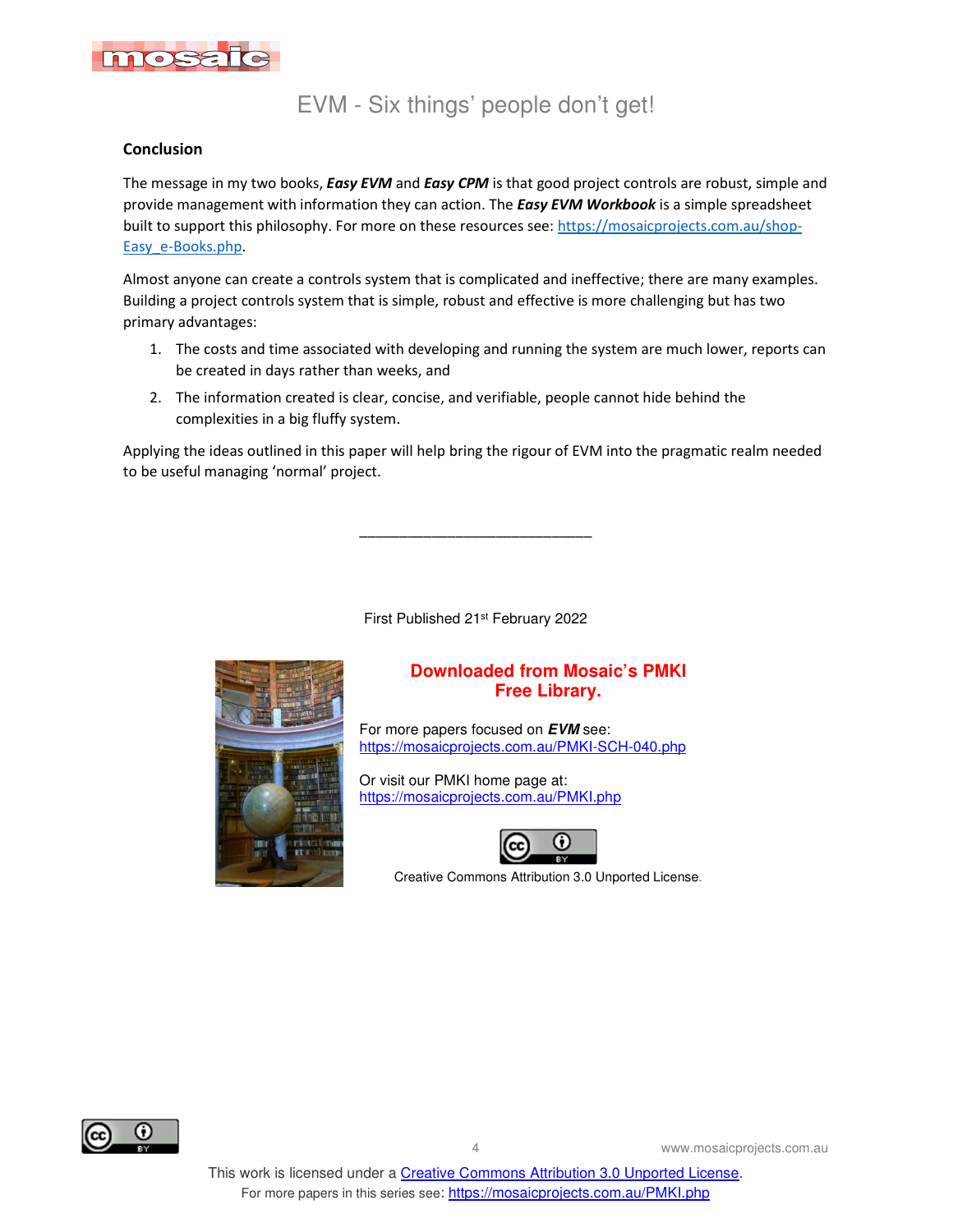## Conclusion

The message in my two books, ***Easy EVM*** and ***Easy CPM*** is that good project controls are robust, simple and provide management with information they can action. The ***Easy EVM Workbook*** is a simple spreadsheet built to support this philosophy. For more on these resources see: [https://mosaicprojects.com.au/shop-Easy_e-Books.php](https://mosaicprojects.com.au/shop-Easy_e-Books.php).

Almost anyone can create a controls system that is complicated and ineffective; there are many examples. Building a project controls system that is simple, robust and effective is more challenging but has two primary advantages:

1. The costs and time associated with developing and running the system are much lower, reports can be created in days rather than weeks, and
2. The information created is clear, concise, and verifiable, people cannot hide behind the complexities in a big fluffy system.

Applying the ideas outlined in this paper will help bring the rigour of EVM into the pragmatic realm needed to be useful managing 'normal' project.

_____________________________

First Published 21st February 2022

**Downloaded from Mosaic's PMKI Free Library.**

For more papers focused on ***EVM*** see:
[https://mosaicprojects.com.au/PMKI-SCH-040.php](https://mosaicprojects.com.au/PMKI-SCH-040.php)

Or visit our PMKI home page at:
[https://mosaicprojects.com.au/PMKI.php](https://mosaicprojects.com.au/PMKI.php)

Creative Commons Attribution 3.0 Unported License.

This work is licensed under a [Creative Commons Attribution 3.0 Unported License](https://creativecommons.org/licenses/by/3.0/).
For more papers in this series see: [https://mosaicprojects.com.au/PMKI.php](https://mosaicprojects.com.au/PMKI.php)